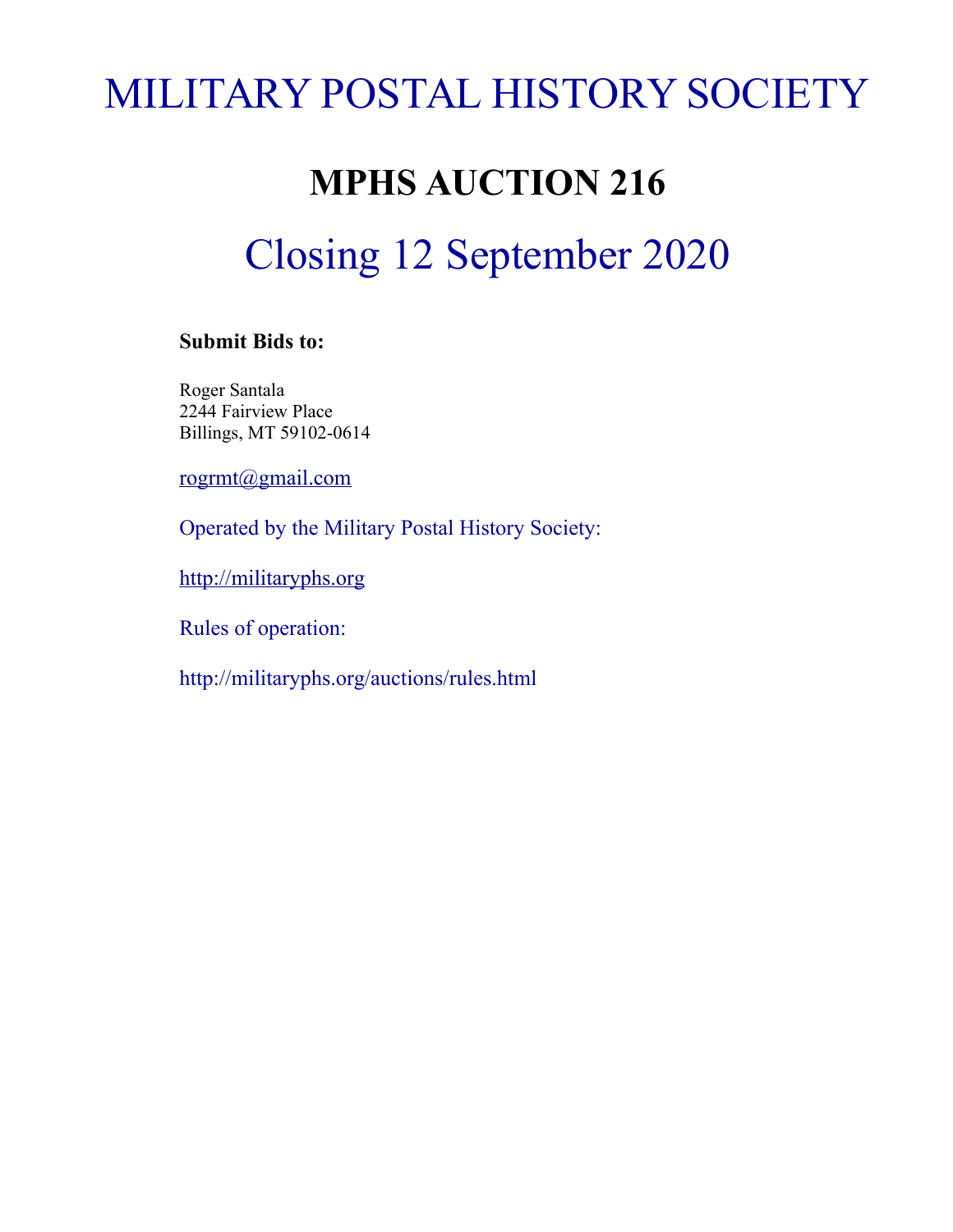# MILITARY POSTAL HISTORY SOCIETY

## MPHS AUCTION 216

## Closing 12 September 2020

**Submit Bids to:**

Roger Santala
2244 Fairview Place
Billings, MT 59102-0614

rogrmt@gmail.com

Operated by the Military Postal History Society:

http://militaryphs.org

Rules of operation:

http://militaryphs.org/auctions/rules.html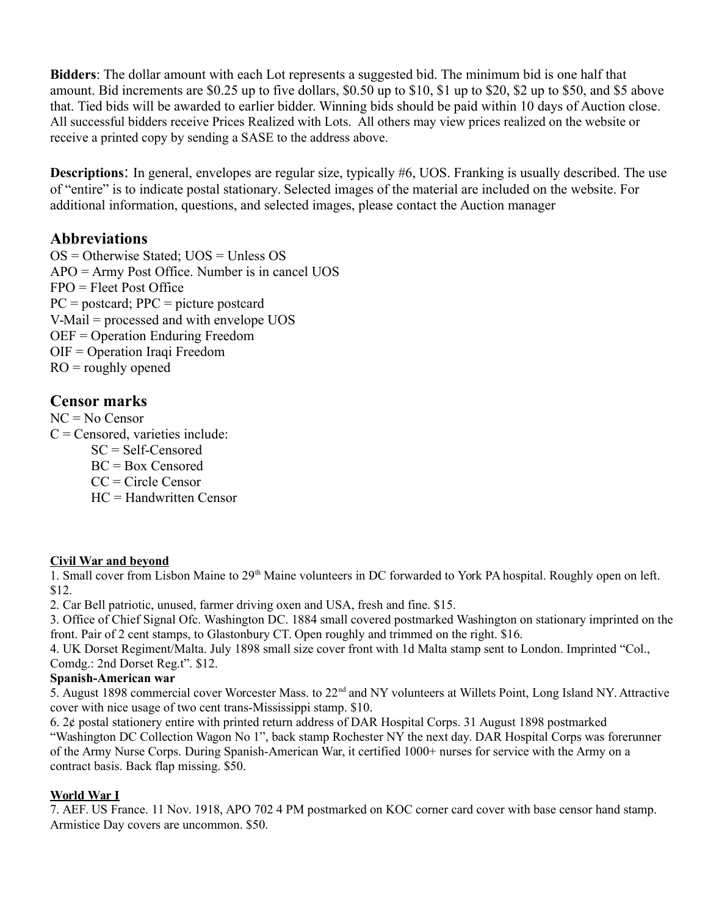**Bidders**: The dollar amount with each Lot represents a suggested bid. The minimum bid is one half that amount. Bid increments are $0.25 up to five dollars, $0.50 up to $10, $1 up to $20, $2 up to $50, and $5 above that. Tied bids will be awarded to earlier bidder. Winning bids should be paid within 10 days of Auction close. All successful bidders receive Prices Realized with Lots. All others may view prices realized on the website or receive a printed copy by sending a SASE to the address above.

**Descriptions**: In general, envelopes are regular size, typically #6, UOS. Franking is usually described. The use of "entire" is to indicate postal stationary. Selected images of the material are included on the website. For additional information, questions, and selected images, please contact the Auction manager

## Abbreviations

OS = Otherwise Stated; UOS = Unless OS
APO = Army Post Office. Number is in cancel UOS
FPO = Fleet Post Office
PC = postcard; PPC = picture postcard
V-Mail = processed and with envelope UOS
OEF = Operation Enduring Freedom
OIF = Operation Iraqi Freedom
RO = roughly opened

## Censor marks

NC = No Censor
C = Censored, varieties include:
- SC = Self-Censored
- BC = Box Censored
- CC = Circle Censor
- HC = Handwritten Censor

**Civil War and beyond**

1. Small cover from Lisbon Maine to 29th Maine volunteers in DC forwarded to York PA hospital. Roughly open on left. $12.
2. Car Bell patriotic, unused, farmer driving oxen and USA, fresh and fine. $15.
3. Office of Chief Signal Ofc. Washington DC. 1884 small covered postmarked Washington on stationary imprinted on the front. Pair of 2 cent stamps, to Glastonbury CT. Open roughly and trimmed on the right. $16.
4. UK Dorset Regiment/Malta. July 1898 small size cover front with 1d Malta stamp sent to London. Imprinted "Col., Comdg.: 2nd Dorset Reg.t". $12.

**Spanish-American war**

5. August 1898 commercial cover Worcester Mass. to 22nd and NY volunteers at Willets Point, Long Island NY. Attractive cover with nice usage of two cent trans-Mississippi stamp. $10.
6. 2¢ postal stationery entire with printed return address of DAR Hospital Corps. 31 August 1898 postmarked "Washington DC Collection Wagon No 1", back stamp Rochester NY the next day. DAR Hospital Corps was forerunner of the Army Nurse Corps. During Spanish-American War, it certified 1000+ nurses for service with the Army on a contract basis. Back flap missing. $50.

**World War I**

7. AEF. US France. 11 Nov. 1918, APO 702 4 PM postmarked on KOC corner card cover with base censor hand stamp. Armistice Day covers are uncommon. $50.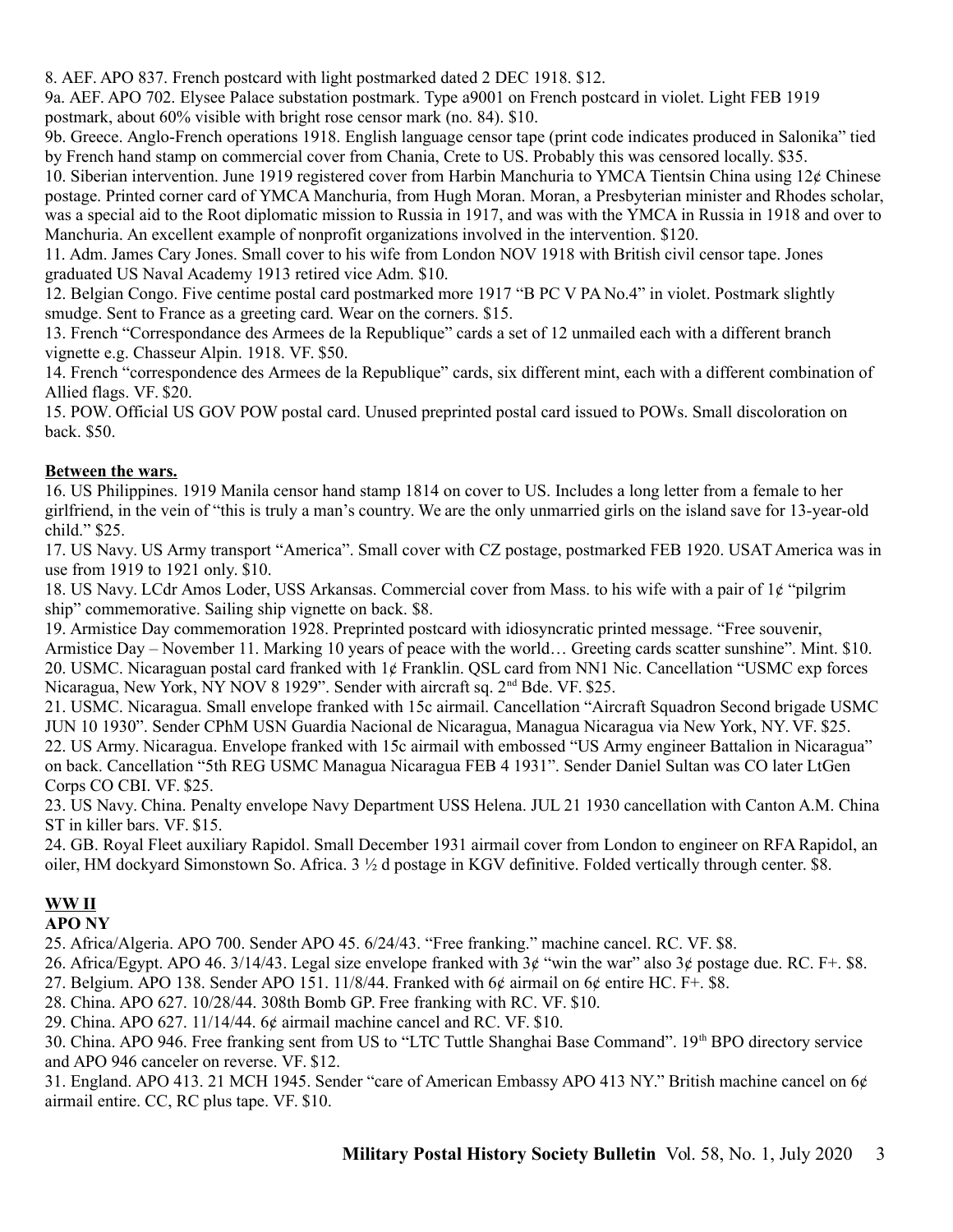8. AEF. APO 837. French postcard with light postmarked dated 2 DEC 1918. $12.

9a. AEF. APO 702. Elysee Palace substation postmark. Type a9001 on French postcard in violet. Light FEB 1919 postmark, about 60% visible with bright rose censor mark (no. 84). $10.

9b. Greece. Anglo-French operations 1918. English language censor tape (print code indicates produced in Salonika" tied by French hand stamp on commercial cover from Chania, Crete to US. Probably this was censored locally. $35.

10. Siberian intervention. June 1919 registered cover from Harbin Manchuria to YMCA Tientsin China using 12¢ Chinese postage. Printed corner card of YMCA Manchuria, from Hugh Moran. Moran, a Presbyterian minister and Rhodes scholar, was a special aid to the Root diplomatic mission to Russia in 1917, and was with the YMCA in Russia in 1918 and over to Manchuria. An excellent example of nonprofit organizations involved in the intervention. $120.

11. Adm. James Cary Jones. Small cover to his wife from London NOV 1918 with British civil censor tape. Jones graduated US Naval Academy 1913 retired vice Adm. $10.

12. Belgian Congo. Five centime postal card postmarked more 1917 "B PC V PA No.4" in violet. Postmark slightly smudge. Sent to France as a greeting card. Wear on the corners. $15.

13. French "Correspondance des Armees de la Republique" cards a set of 12 unmailed each with a different branch vignette e.g. Chasseur Alpin. 1918. VF. $50.

14. French "correspondence des Armees de la Republique" cards, six different mint, each with a different combination of Allied flags. VF. $20.

15. POW. Official US GOV POW postal card. Unused preprinted postal card issued to POWs. Small discoloration on back. $50.

**Between the wars.**

16. US Philippines. 1919 Manila censor hand stamp 1814 on cover to US. Includes a long letter from a female to her girlfriend, in the vein of "this is truly a man's country. We are the only unmarried girls on the island save for 13-year-old child." $25.

17. US Navy. US Army transport "America". Small cover with CZ postage, postmarked FEB 1920. USAT America was in use from 1919 to 1921 only. $10.

18. US Navy. LCdr Amos Loder, USS Arkansas. Commercial cover from Mass. to his wife with a pair of 1¢ "pilgrim ship" commemorative. Sailing ship vignette on back. $8.

19. Armistice Day commemoration 1928. Preprinted postcard with idiosyncratic printed message. "Free souvenir, Armistice Day – November 11. Marking 10 years of peace with the world… Greeting cards scatter sunshine". Mint. $10.

20. USMC. Nicaraguan postal card franked with 1¢ Franklin. QSL card from NN1 Nic. Cancellation "USMC exp forces Nicaragua, New York, NY NOV 8 1929". Sender with aircraft sq. 2nd Bde. VF. $25.

21. USMC. Nicaragua. Small envelope franked with 15c airmail. Cancellation "Aircraft Squadron Second brigade USMC JUN 10 1930". Sender CPhM USN Guardia Nacional de Nicaragua, Managua Nicaragua via New York, NY. VF. $25.

22. US Army. Nicaragua. Envelope franked with 15c airmail with embossed "US Army engineer Battalion in Nicaragua" on back. Cancellation "5th REG USMC Managua Nicaragua FEB 4 1931". Sender Daniel Sultan was CO later LtGen Corps CO CBI. VF. $25.

23. US Navy. China. Penalty envelope Navy Department USS Helena. JUL 21 1930 cancellation with Canton A.M. China ST in killer bars. VF. $15.

24. GB. Royal Fleet auxiliary Rapidol. Small December 1931 airmail cover from London to engineer on RFA Rapidol, an oiler, HM dockyard Simonstown So. Africa. 3 ½ d postage in KGV definitive. Folded vertically through center. $8.

## WW II

### APO NY

25. Africa/Algeria. APO 700. Sender APO 45. 6/24/43. "Free franking." machine cancel. RC. VF. $8.

26. Africa/Egypt. APO 46. 3/14/43. Legal size envelope franked with 3¢ "win the war" also 3¢ postage due. RC. F+. $8.

27. Belgium. APO 138. Sender APO 151. 11/8/44. Franked with 6¢ airmail on 6¢ entire HC. F+. $8.

28. China. APO 627. 10/28/44. 308th Bomb GP. Free franking with RC. VF. $10.

29. China. APO 627. 11/14/44. 6¢ airmail machine cancel and RC. VF. $10.

30. China. APO 946. Free franking sent from US to "LTC Tuttle Shanghai Base Command". 19th BPO directory service and APO 946 canceler on reverse. VF. $12.

31. England. APO 413. 21 MCH 1945. Sender "care of American Embassy APO 413 NY." British machine cancel on 6¢ airmail entire. CC, RC plus tape. VF. $10.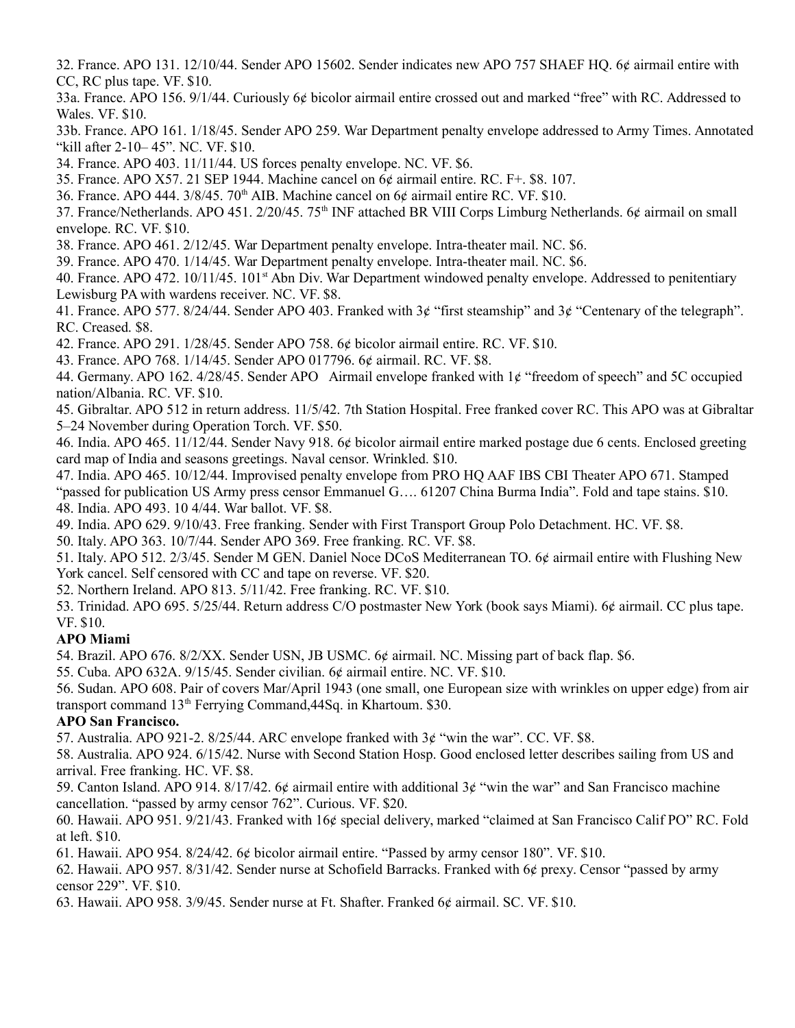32. France. APO 131. 12/10/44. Sender APO 15602. Sender indicates new APO 757 SHAEF HQ. 6¢ airmail entire with CC, RC plus tape. VF. $10.

33a. France. APO 156. 9/1/44. Curiously 6¢ bicolor airmail entire crossed out and marked "free" with RC. Addressed to Wales. VF. $10.

33b. France. APO 161. 1/18/45. Sender APO 259. War Department penalty envelope addressed to Army Times. Annotated "kill after 2-10– 45". NC. VF. $10.

34. France. APO 403. 11/11/44. US forces penalty envelope. NC. VF. $6.

35. France. APO X57. 21 SEP 1944. Machine cancel on 6¢ airmail entire. RC. F+. $8. 107.

36. France. APO 444. 3/8/45. 70th AIB. Machine cancel on 6¢ airmail entire RC. VF. $10.

37. France/Netherlands. APO 451. 2/20/45. 75th INF attached BR VIII Corps Limburg Netherlands. 6¢ airmail on small envelope. RC. VF. $10.

38. France. APO 461. 2/12/45. War Department penalty envelope. Intra-theater mail. NC. $6.

39. France. APO 470. 1/14/45. War Department penalty envelope. Intra-theater mail. NC. $6.

40. France. APO 472. 10/11/45. 101st Abn Div. War Department windowed penalty envelope. Addressed to penitentiary Lewisburg PA with wardens receiver. NC. VF. $8.

41. France. APO 577. 8/24/44. Sender APO 403. Franked with 3¢ "first steamship" and 3¢ "Centenary of the telegraph". RC. Creased. $8.

42. France. APO 291. 1/28/45. Sender APO 758. 6¢ bicolor airmail entire. RC. VF. $10.

43. France. APO 768. 1/14/45. Sender APO 017796. 6¢ airmail. RC. VF. $8.

44. Germany. APO 162. 4/28/45. Sender APO Airmail envelope franked with 1¢ "freedom of speech" and 5C occupied nation/Albania. RC. VF. $10.

45. Gibraltar. APO 512 in return address. 11/5/42. 7th Station Hospital. Free franked cover RC. This APO was at Gibraltar 5–24 November during Operation Torch. VF. $50.

46. India. APO 465. 11/12/44. Sender Navy 918. 6¢ bicolor airmail entire marked postage due 6 cents. Enclosed greeting card map of India and seasons greetings. Naval censor. Wrinkled. $10.

47. India. APO 465. 10/12/44. Improvised penalty envelope from PRO HQ AAF IBS CBI Theater APO 671. Stamped "passed for publication US Army press censor Emmanuel G…. 61207 China Burma India". Fold and tape stains. $10.

48. India. APO 493. 10 4/44. War ballot. VF. $8.

49. India. APO 629. 9/10/43. Free franking. Sender with First Transport Group Polo Detachment. HC. VF. $8.

50. Italy. APO 363. 10/7/44. Sender APO 369. Free franking. RC. VF. $8.

51. Italy. APO 512. 2/3/45. Sender M GEN. Daniel Noce DCoS Mediterranean TO. 6¢ airmail entire with Flushing New York cancel. Self censored with CC and tape on reverse. VF. $20.

52. Northern Ireland. APO 813. 5/11/42. Free franking. RC. VF. $10.

53. Trinidad. APO 695. 5/25/44. Return address C/O postmaster New York (book says Miami). 6¢ airmail. CC plus tape. VF. $10.

**APO Miami**

54. Brazil. APO 676. 8/2/XX. Sender USN, JB USMC. 6¢ airmail. NC. Missing part of back flap. $6.

55. Cuba. APO 632A. 9/15/45. Sender civilian. 6¢ airmail entire. NC. VF. $10.

56. Sudan. APO 608. Pair of covers Mar/April 1943 (one small, one European size with wrinkles on upper edge) from air transport command 13th Ferrying Command,44Sq. in Khartoum. $30.

**APO San Francisco.**

57. Australia. APO 921-2. 8/25/44. ARC envelope franked with 3¢ "win the war". CC. VF. $8.

58. Australia. APO 924. 6/15/42. Nurse with Second Station Hosp. Good enclosed letter describes sailing from US and arrival. Free franking. HC. VF. $8.

59. Canton Island. APO 914. 8/17/42. 6¢ airmail entire with additional 3¢ "win the war" and San Francisco machine cancellation. "passed by army censor 762". Curious. VF. $20.

60. Hawaii. APO 951. 9/21/43. Franked with 16¢ special delivery, marked "claimed at San Francisco Calif PO" RC. Fold at left. $10.

61. Hawaii. APO 954. 8/24/42. 6¢ bicolor airmail entire. "Passed by army censor 180". VF. $10.

62. Hawaii. APO 957. 8/31/42. Sender nurse at Schofield Barracks. Franked with 6¢ prexy. Censor "passed by army censor 229". VF. $10.

63. Hawaii. APO 958. 3/9/45. Sender nurse at Ft. Shafter. Franked 6¢ airmail. SC. VF. $10.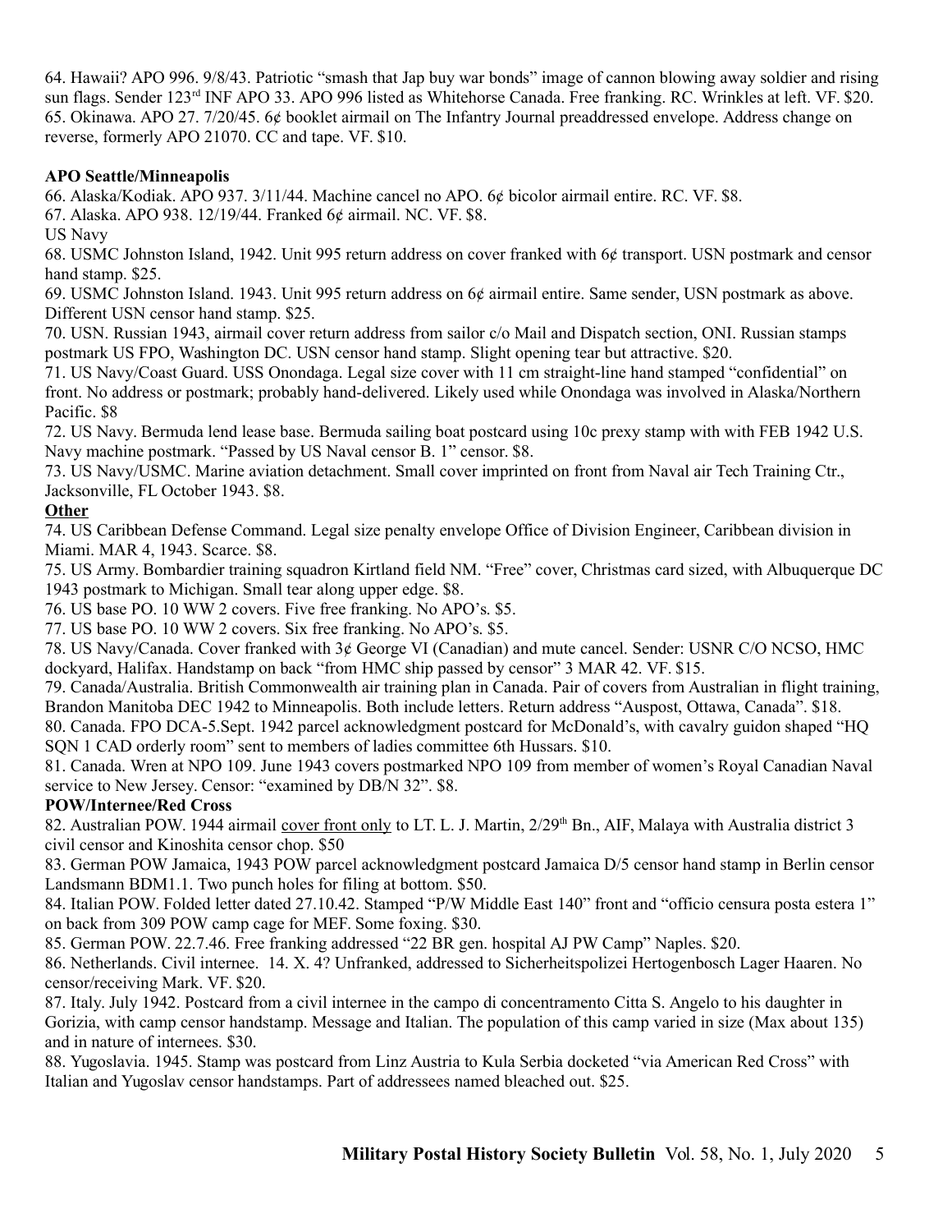64. Hawaii? APO 996. 9/8/43. Patriotic "smash that Jap buy war bonds" image of cannon blowing away soldier and rising sun flags. Sender 123rd INF APO 33. APO 996 listed as Whitehorse Canada. Free franking. RC. Wrinkles at left. VF. $20.
65. Okinawa. APO 27. 7/20/45. 6¢ booklet airmail on The Infantry Journal preaddressed envelope. Address change on reverse, formerly APO 21070. CC and tape. VF. $10.

**APO Seattle/Minneapolis**

66. Alaska/Kodiak. APO 937. 3/11/44. Machine cancel no APO. 6¢ bicolor airmail entire. RC. VF. $8.
67. Alaska. APO 938. 12/19/44. Franked 6¢ airmail. NC. VF. $8.

US Navy

68. USMC Johnston Island, 1942. Unit 995 return address on cover franked with 6¢ transport. USN postmark and censor hand stamp. $25.
69. USMC Johnston Island. 1943. Unit 995 return address on 6¢ airmail entire. Same sender, USN postmark as above. Different USN censor hand stamp. $25.
70. USN. Russian 1943, airmail cover return address from sailor c/o Mail and Dispatch section, ONI. Russian stamps postmark US FPO, Washington DC. USN censor hand stamp. Slight opening tear but attractive. $20.
71. US Navy/Coast Guard. USS Onondaga. Legal size cover with 11 cm straight-line hand stamped "confidential" on front. No address or postmark; probably hand-delivered. Likely used while Onondaga was involved in Alaska/Northern Pacific. $8
72. US Navy. Bermuda lend lease base. Bermuda sailing boat postcard using 10c prexy stamp with with FEB 1942 U.S. Navy machine postmark. "Passed by US Naval censor B. 1" censor. $8.
73. US Navy/USMC. Marine aviation detachment. Small cover imprinted on front from Naval air Tech Training Ctr., Jacksonville, FL October 1943. $8.

**Other**

74. US Caribbean Defense Command. Legal size penalty envelope Office of Division Engineer, Caribbean division in Miami. MAR 4, 1943. Scarce. $8.
75. US Army. Bombardier training squadron Kirtland field NM. "Free" cover, Christmas card sized, with Albuquerque DC 1943 postmark to Michigan. Small tear along upper edge. $8.
76. US base PO. 10 WW 2 covers. Five free franking. No APO's. $5.
77. US base PO. 10 WW 2 covers. Six free franking. No APO's. $5.
78. US Navy/Canada. Cover franked with 3¢ George VI (Canadian) and mute cancel. Sender: USNR C/O NCSO, HMC dockyard, Halifax. Handstamp on back "from HMC ship passed by censor" 3 MAR 42. VF. $15.
79. Canada/Australia. British Commonwealth air training plan in Canada. Pair of covers from Australian in flight training, Brandon Manitoba DEC 1942 to Minneapolis. Both include letters. Return address "Auspost, Ottawa, Canada". $18.
80. Canada. FPO DCA-5.Sept. 1942 parcel acknowledgment postcard for McDonald's, with cavalry guidon shaped "HQ SQN 1 CAD orderly room" sent to members of ladies committee 6th Hussars. $10.
81. Canada. Wren at NPO 109. June 1943 covers postmarked NPO 109 from member of women's Royal Canadian Naval service to New Jersey. Censor: "examined by DB/N 32". $8.

**POW/Internee/Red Cross**

82. Australian POW. 1944 airmail cover front only to LT. L. J. Martin, 2/29th Bn., AIF, Malaya with Australia district 3 civil censor and Kinoshita censor chop. $50
83. German POW Jamaica, 1943 POW parcel acknowledgment postcard Jamaica D/5 censor hand stamp in Berlin censor Landsmann BDM1.1. Two punch holes for filing at bottom. $50.
84. Italian POW. Folded letter dated 27.10.42. Stamped "P/W Middle East 140" front and "officio censura posta estera 1" on back from 309 POW camp cage for MEF. Some foxing. $30.
85. German POW. 22.7.46. Free franking addressed "22 BR gen. hospital AJ PW Camp" Naples. $20.
86. Netherlands. Civil internee. 14. X. 4? Unfranked, addressed to Sicherheitspolizei Hertogenbosch Lager Haaren. No censor/receiving Mark. VF. $20.
87. Italy. July 1942. Postcard from a civil internee in the campo di concentramento Citta S. Angelo to his daughter in Gorizia, with camp censor handstamp. Message and Italian. The population of this camp varied in size (Max about 135) and in nature of internees. $30.
88. Yugoslavia. 1945. Stamp was postcard from Linz Austria to Kula Serbia docketed "via American Red Cross" with Italian and Yugoslav censor handstamps. Part of addressees named bleached out. $25.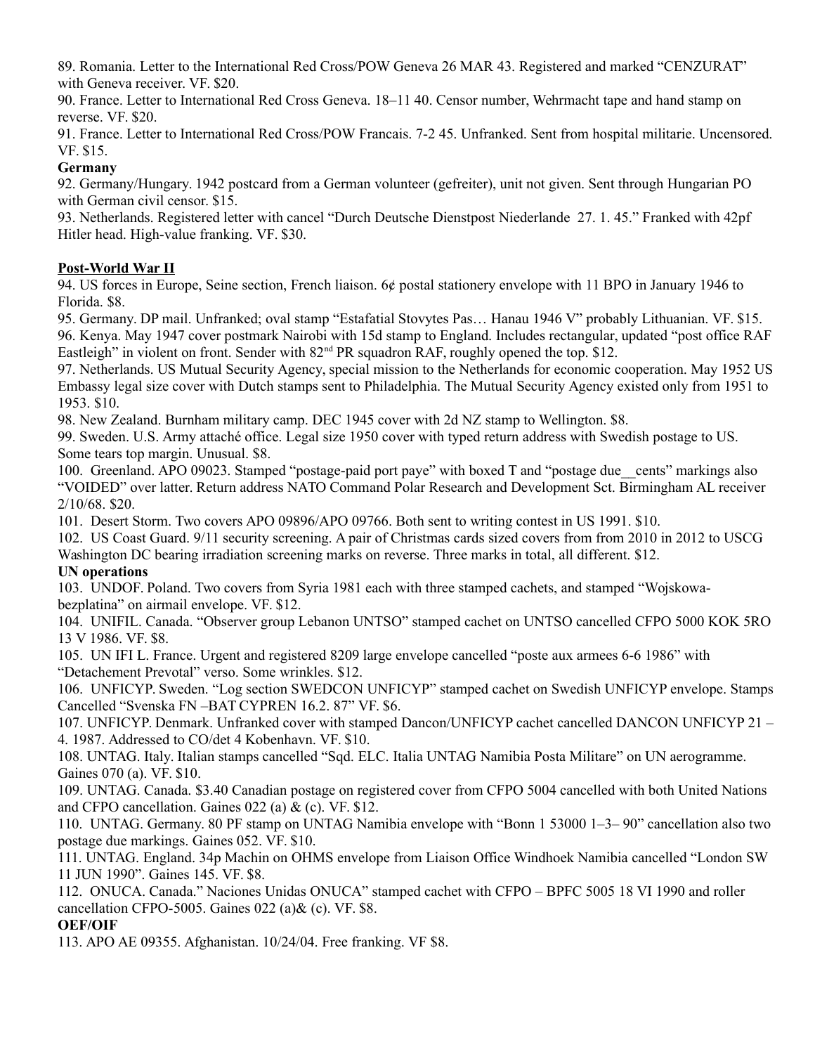89. Romania. Letter to the International Red Cross/POW Geneva 26 MAR 43. Registered and marked “CENZURAT” with Geneva receiver. VF. $20.

90. France. Letter to International Red Cross Geneva. 18–11 40. Censor number, Wehrmacht tape and hand stamp on reverse. VF. $20.

91. France. Letter to International Red Cross/POW Francais. 7-2 45. Unfranked. Sent from hospital militarie. Uncensored. VF. $15.

**Germany**

92. Germany/Hungary. 1942 postcard from a German volunteer (gefreiter), unit not given. Sent through Hungarian PO with German civil censor. $15.

93. Netherlands. Registered letter with cancel “Durch Deutsche Dienstpost Niederlande 27. 1. 45.” Franked with 42pf Hitler head. High-value franking. VF. $30.

**Post-World War II**

94. US forces in Europe, Seine section, French liaison. 6¢ postal stationery envelope with 11 BPO in January 1946 to Florida. $8.

95. Germany. DP mail. Unfranked; oval stamp “Estafatial Stovytes Pas… Hanau 1946 V” probably Lithuanian. VF. $15.

96. Kenya. May 1947 cover postmark Nairobi with 15d stamp to England. Includes rectangular, updated “post office RAF Eastleigh” in violent on front. Sender with 82nd PR squadron RAF, roughly opened the top. $12.

97. Netherlands. US Mutual Security Agency, special mission to the Netherlands for economic cooperation. May 1952 US Embassy legal size cover with Dutch stamps sent to Philadelphia. The Mutual Security Agency existed only from 1951 to 1953. $10.

98. New Zealand. Burnham military camp. DEC 1945 cover with 2d NZ stamp to Wellington. $8.

99. Sweden. U.S. Army attaché office. Legal size 1950 cover with typed return address with Swedish postage to US. Some tears top margin. Unusual. $8.

100. Greenland. APO 09023. Stamped “postage-paid port paye” with boxed T and “postage due__cents” markings also “VOIDED” over latter. Return address NATO Command Polar Research and Development Sct. Birmingham AL receiver 2/10/68. $20.

101. Desert Storm. Two covers APO 09896/APO 09766. Both sent to writing contest in US 1991. $10.

102. US Coast Guard. 9/11 security screening. A pair of Christmas cards sized covers from from 2010 in 2012 to USCG Washington DC bearing irradiation screening marks on reverse. Three marks in total, all different. $12.

**UN operations**

103. UNDOF. Poland. Two covers from Syria 1981 each with three stamped cachets, and stamped “Wojskowa-bezplatina” on airmail envelope. VF. $12.

104. UNIFIL. Canada. “Observer group Lebanon UNTSO” stamped cachet on UNTSO cancelled CFPO 5000 KOK 5RO 13 V 1986. VF. $8.

105. UN IFI L. France. Urgent and registered 8209 large envelope cancelled “poste aux armees 6-6 1986” with “Detachement Prevotal” verso. Some wrinkles. $12.

106. UNFICYP. Sweden. “Log section SWEDCON UNFICYP” stamped cachet on Swedish UNFICYP envelope. Stamps Cancelled “Svenska FN –BAT CYPREN 16.2. 87” VF. $6.

107. UNFICYP. Denmark. Unfranked cover with stamped Dancon/UNFICYP cachet cancelled DANCON UNFICYP 21 – 4. 1987. Addressed to CO/det 4 Kobenhavn. VF. $10.

108. UNTAG. Italy. Italian stamps cancelled “Sqd. ELC. Italia UNTAG Namibia Posta Militare” on UN aerogramme. Gaines 070 (a). VF. $10.

109. UNTAG. Canada. $3.40 Canadian postage on registered cover from CFPO 5004 cancelled with both United Nations and CFPO cancellation. Gaines 022 (a) & (c). VF. $12.

110. UNTAG. Germany. 80 PF stamp on UNTAG Namibia envelope with “Bonn 1 53000 1–3– 90” cancellation also two postage due markings. Gaines 052. VF. $10.

111. UNTAG. England. 34p Machin on OHMS envelope from Liaison Office Windhoek Namibia cancelled “London SW 11 JUN 1990”. Gaines 145. VF. $8.

112. ONUCA. Canada.” Naciones Unidas ONUCA” stamped cachet with CFPO – BPFC 5005 18 VI 1990 and roller cancellation CFPO-5005. Gaines 022 (a)& (c). VF. $8.

**OEF/OIF**

113. APO AE 09355. Afghanistan. 10/24/04. Free franking. VF $8.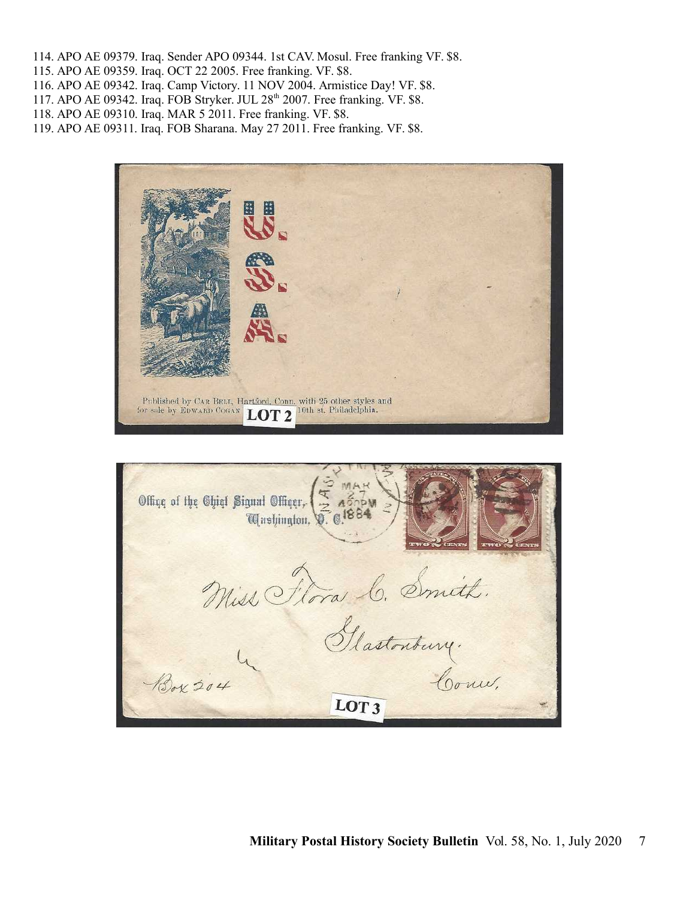114. APO AE 09379. Iraq. Sender APO 09344. 1st CAV. Mosul. Free franking VF. $8.
115. APO AE 09359. Iraq. OCT 22 2005. Free franking. VF. $8.
116. APO AE 09342. Iraq. Camp Victory. 11 NOV 2004. Armistice Day! VF. $8.
117. APO AE 09342. Iraq. FOB Stryker. JUL 28th 2007. Free franking. VF. $8.
118. APO AE 09310. Iraq. MAR 5 2011. Free franking. VF. $8.
119. APO AE 09311. Iraq. FOB Sharana. May 27 2011. Free franking. VF. $8.

LOT 2

LOT 3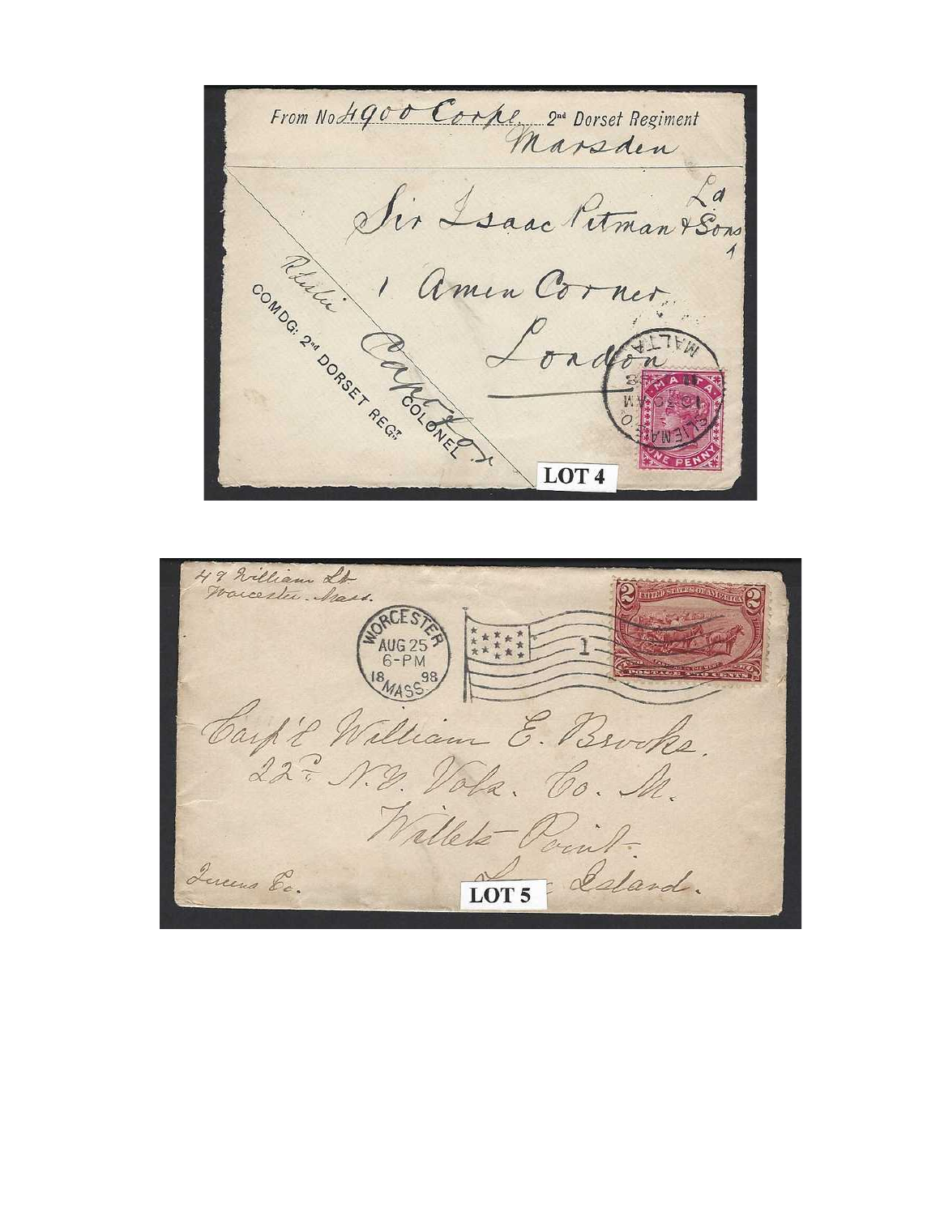From No. 4900 Corpl. 2nd Dorset Regiment
Marsden

Sir Isaac Pitman & Sons Ld
1 Amen Corner
London

COMDG: 2nd DORSET REGt
COLONEL

MALTA

**LOT 4**

49 William St
Worcester, Mass.

WORCESTER
AUG 25
6-PM
1898
MASS.

Capt. William E. Brooks.
22nd N.Y. Vols. Co. M.
Willets Point.
Long Island.

Queens Co.

**LOT 5**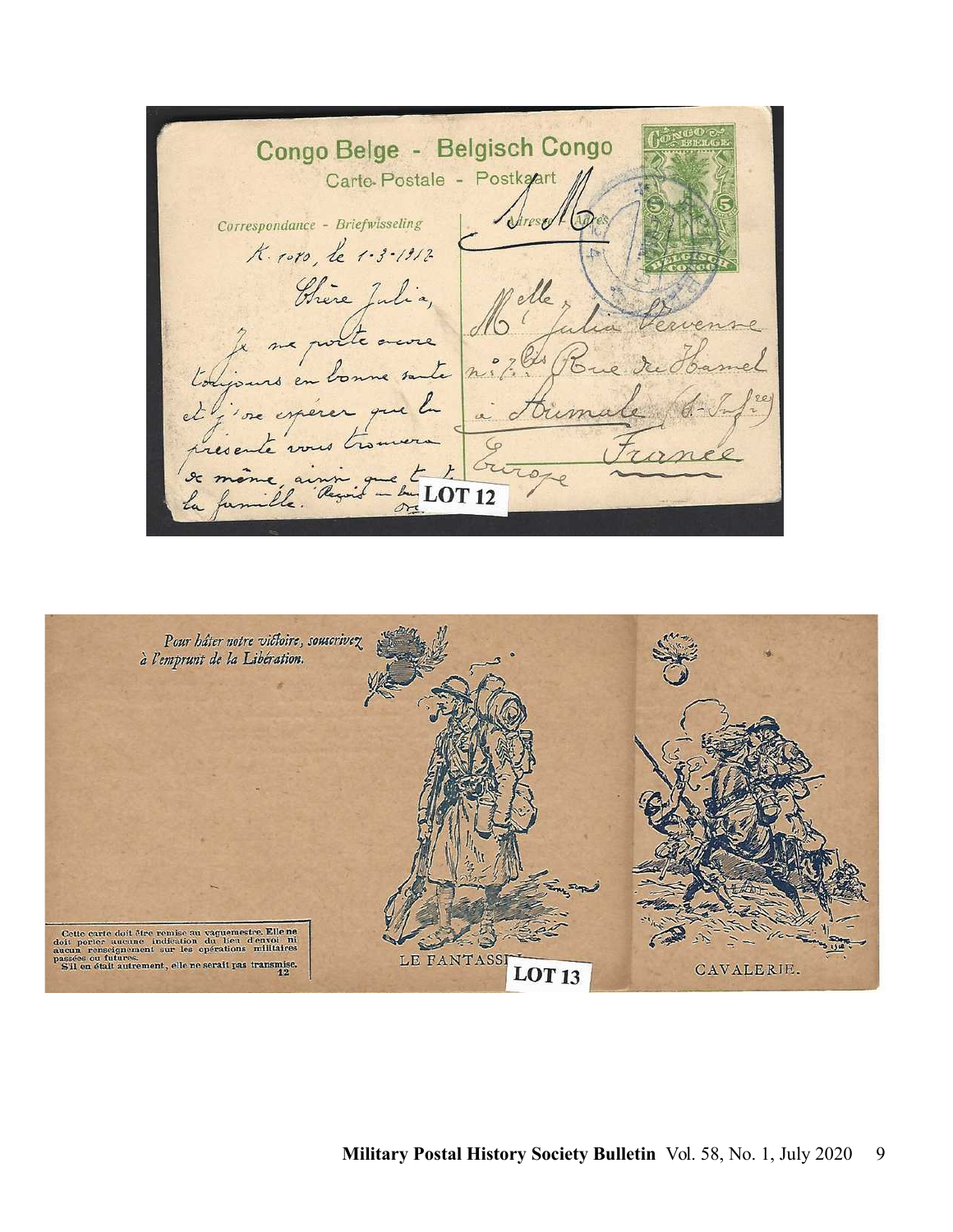Congo Belge - Belgisch Congo

Carte-Postale - Postkaart

Correspondance - Briefwisseling

Adresse - Adres

LOT 12

*Pour hâter notre victoire, souscrivez à l'emprunt de la Libération.*

Cette carte doit être remise au vaguemestre. Elle ne doit porter aucune indication du lieu d'envoi ni aucun renseignement sur les opérations militaires passées ou futures.
S'il en était autrement, elle ne serait pas transmise.
12

LE FANTASSIN

CAVALERIE.

LOT 13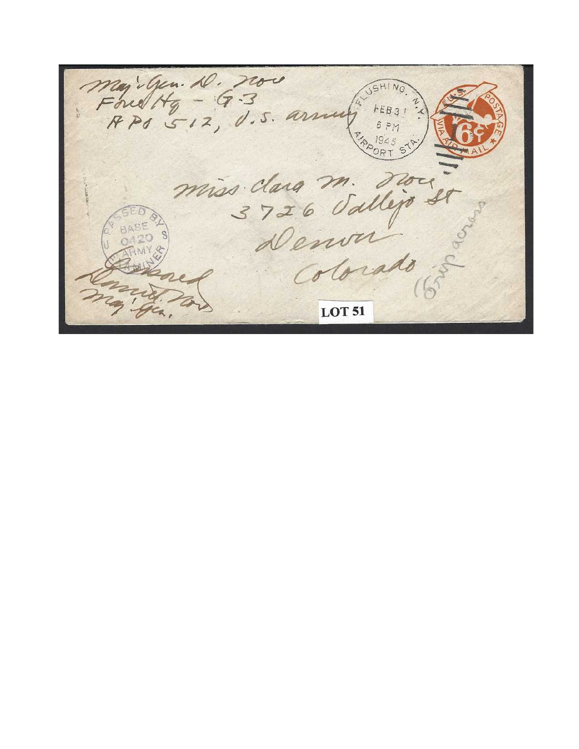Maj. Gen. D. Noce
Force Hq - G-3
APO 512, U.S. Army

FLUSHING, N.Y.
FEB 3 1
6 PM
1945
AIRPORT STA.

U.S. POSTAGE
VIA AIR MAIL
6¢

Miss Clara M. Noce
3726 Vallejo St
Denver
Colorado

PASSED BY
BASE
0420
U.S. ARMY
EXAMINER

Censored
Daniel Noce
Maj. Gen.

(Grip across)

**LOT 51**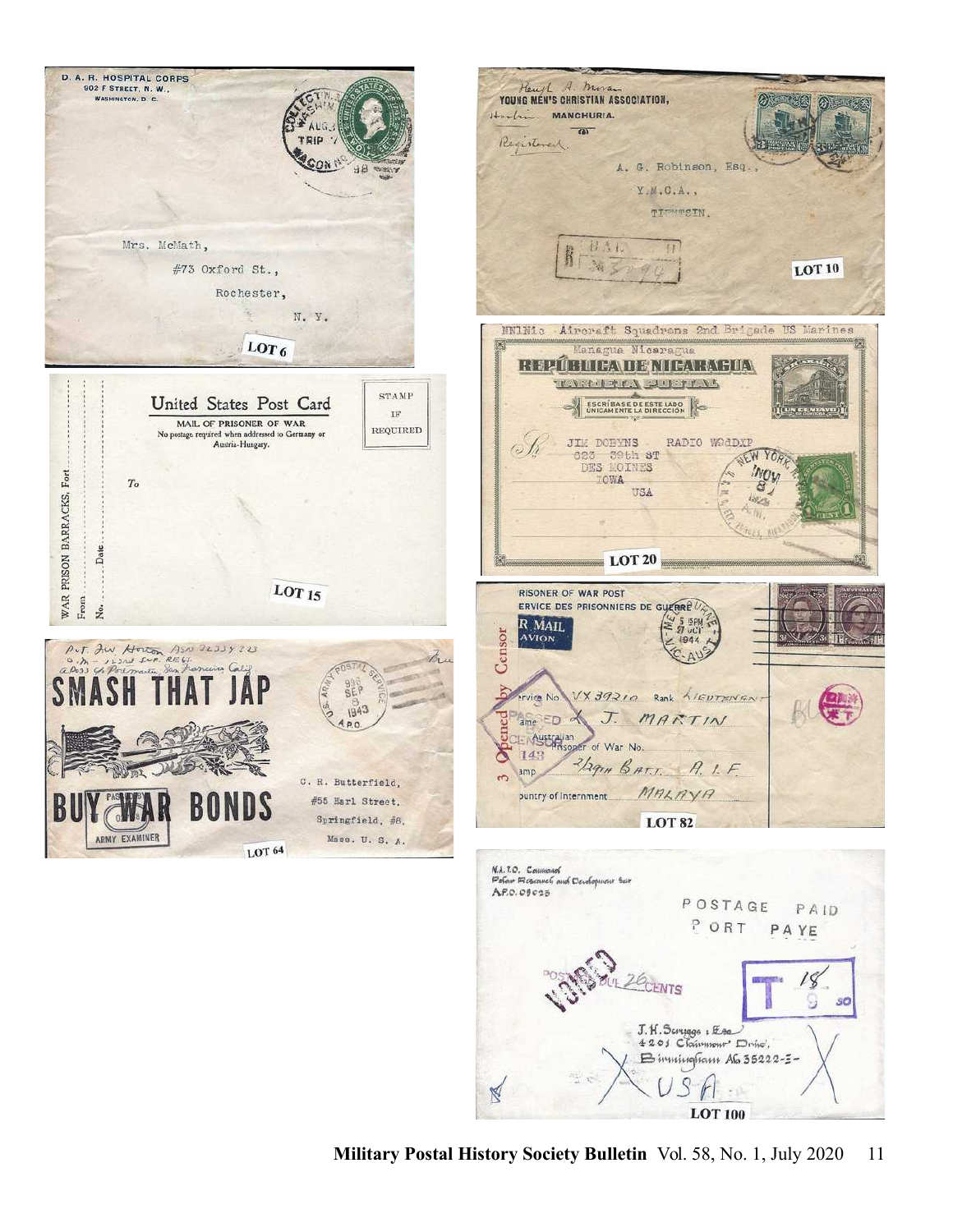LOT 6

LOT 15

LOT 64

LOT 10

LOT 20

LOT 82

LOT 100